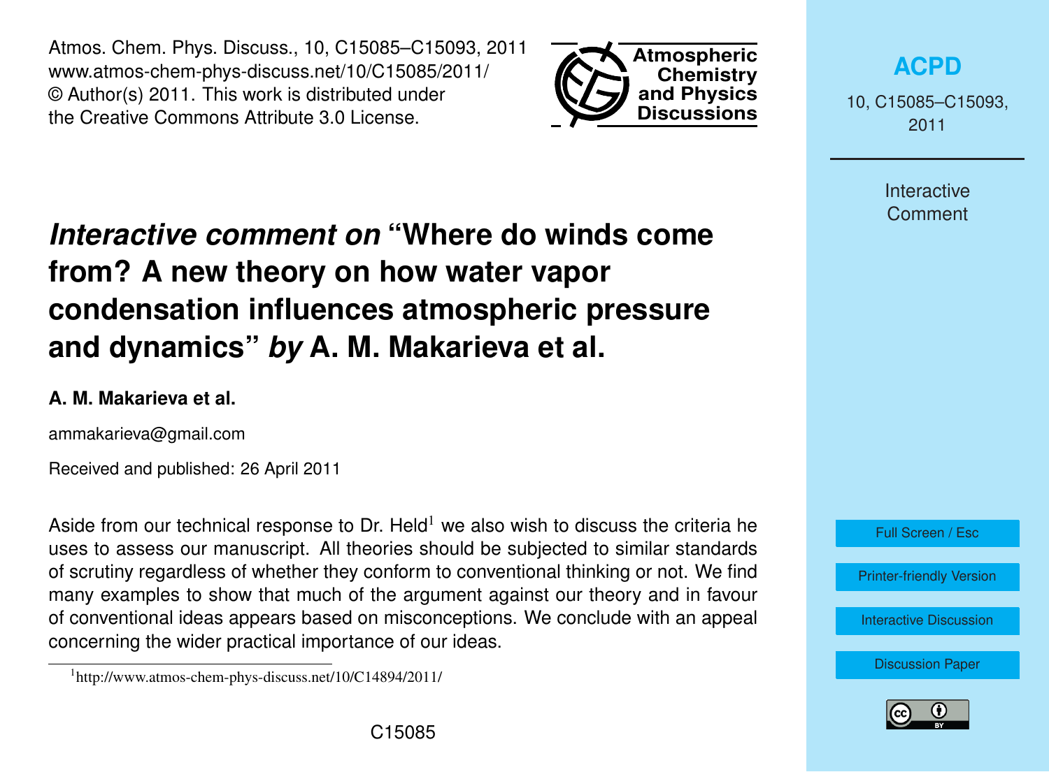# *Interactive comment on* "Where do winds come from? A new theory on how water vapor condensation influences atmospheric pressure and dynamics" *by* A. M. Makarieva et al.

**A. M. Makarieva et al.**

ammakarieva@gmail.com

Received and published: 26 April 2011

Aside from our technical response to Dr. Held[1] we also wish to discuss the criteria he uses to assess our manuscript. All theories should be subjected to similar standards of scrutiny regardless of whether they conform to conventional thinking or not. We find many examples to show that much of the argument against our theory and in favour of conventional ideas appears based on misconceptions. We conclude with an appeal concerning the wider practical importance of our ideas.

[1] http://www.atmos-chem-phys-discuss.net/10/C14894/2011/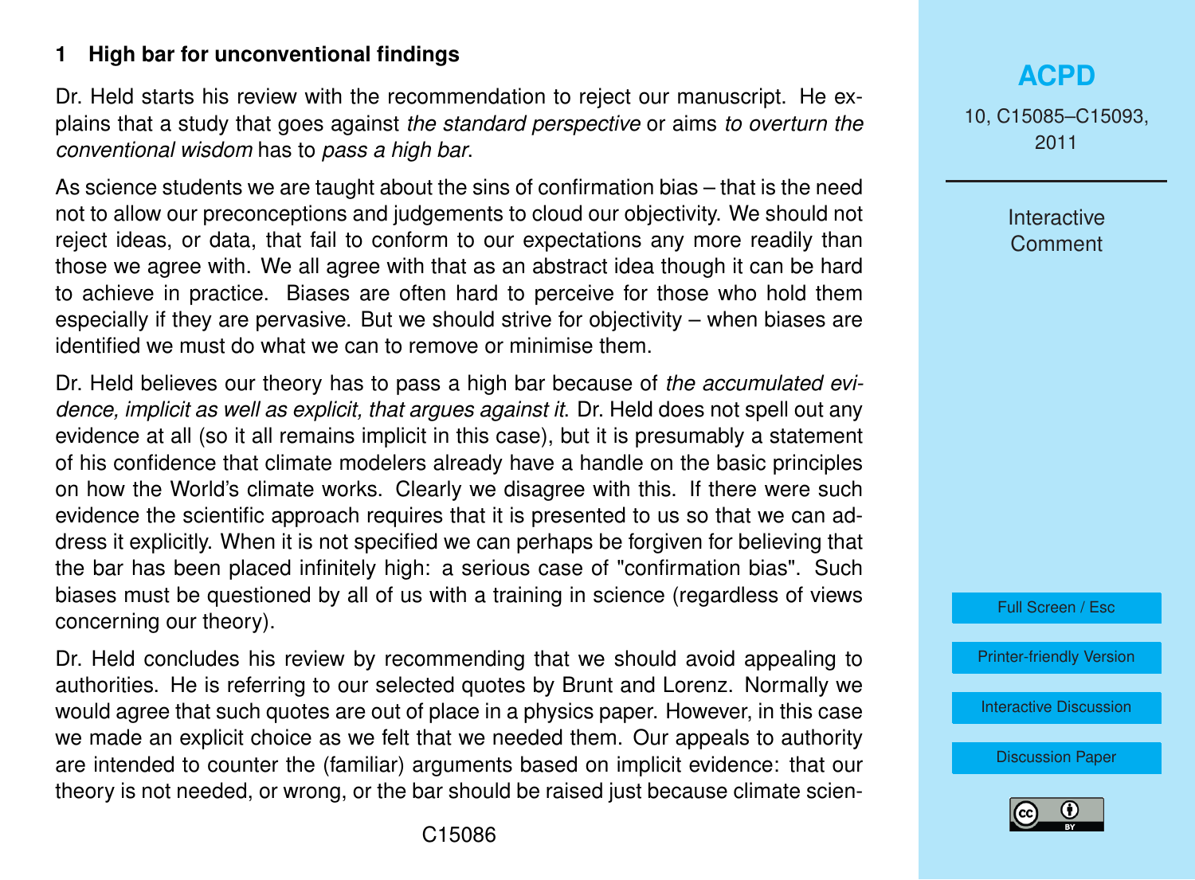## 1 High bar for unconventional findings

Dr. Held starts his review with the recommendation to reject our manuscript. He explains that a study that goes against *the standard perspective* or aims *to overturn the conventional wisdom* has to *pass a high bar*.

As science students we are taught about the sins of confirmation bias – that is the need not to allow our preconceptions and judgements to cloud our objectivity. We should not reject ideas, or data, that fail to conform to our expectations any more readily than those we agree with. We all agree with that as an abstract idea though it can be hard to achieve in practice. Biases are often hard to perceive for those who hold them especially if they are pervasive. But we should strive for objectivity – when biases are identified we must do what we can to remove or minimise them.

Dr. Held believes our theory has to pass a high bar because of *the accumulated evidence, implicit as well as explicit, that argues against it*. Dr. Held does not spell out any evidence at all (so it all remains implicit in this case), but it is presumably a statement of his confidence that climate modelers already have a handle on the basic principles on how the World's climate works. Clearly we disagree with this. If there were such evidence the scientific approach requires that it is presented to us so that we can address it explicitly. When it is not specified we can perhaps be forgiven for believing that the bar has been placed infinitely high: a serious case of "confirmation bias". Such biases must be questioned by all of us with a training in science (regardless of views concerning our theory).

Dr. Held concludes his review by recommending that we should avoid appealing to authorities. He is referring to our selected quotes by Brunt and Lorenz. Normally we would agree that such quotes are out of place in a physics paper. However, in this case we made an explicit choice as we felt that we needed them. Our appeals to authority are intended to counter the (familiar) arguments based on implicit evidence: that our theory is not needed, or wrong, or the bar should be raised just because climate scien-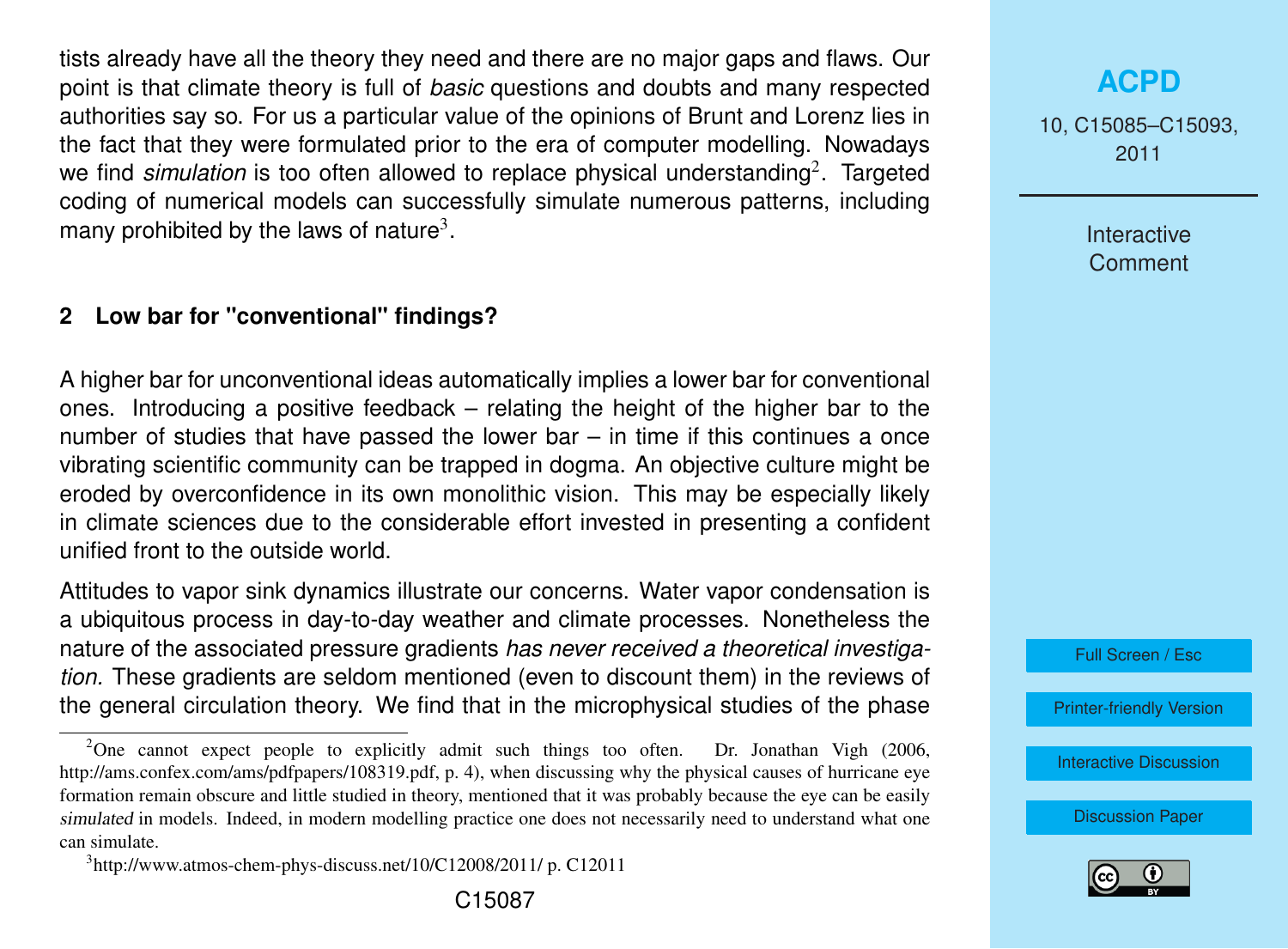tists already have all the theory they need and there are no major gaps and flaws. Our point is that climate theory is full of *basic* questions and doubts and many respected authorities say so. For us a particular value of the opinions of Brunt and Lorenz lies in the fact that they were formulated prior to the era of computer modelling. Nowadays we find *simulation* is too often allowed to replace physical understanding[2]. Targeted coding of numerical models can successfully simulate numerous patterns, including many prohibited by the laws of nature[3].

## 2 Low bar for "conventional" findings?

A higher bar for unconventional ideas automatically implies a lower bar for conventional ones. Introducing a positive feedback – relating the height of the higher bar to the number of studies that have passed the lower bar – in time if this continues a once vibrating scientific community can be trapped in dogma. An objective culture might be eroded by overconfidence in its own monolithic vision. This may be especially likely in climate sciences due to the considerable effort invested in presenting a confident unified front to the outside world.

Attitudes to vapor sink dynamics illustrate our concerns. Water vapor condensation is a ubiquitous process in day-to-day weather and climate processes. Nonetheless the nature of the associated pressure gradients *has never received a theoretical investigation.* These gradients are seldom mentioned (even to discount them) in the reviews of the general circulation theory. We find that in the microphysical studies of the phase

[2] One cannot expect people to explicitly admit such things too often. Dr. Jonathan Vigh (2006, http://ams.confex.com/ams/pdfpapers/108319.pdf, p. 4), when discussing why the physical causes of hurricane eye formation remain obscure and little studied in theory, mentioned that it was probably because the eye can be easily *simulated* in models. Indeed, in modern modelling practice one does not necessarily need to understand what one can simulate.

[3] http://www.atmos-chem-phys-discuss.net/10/C12008/2011/ p. C12011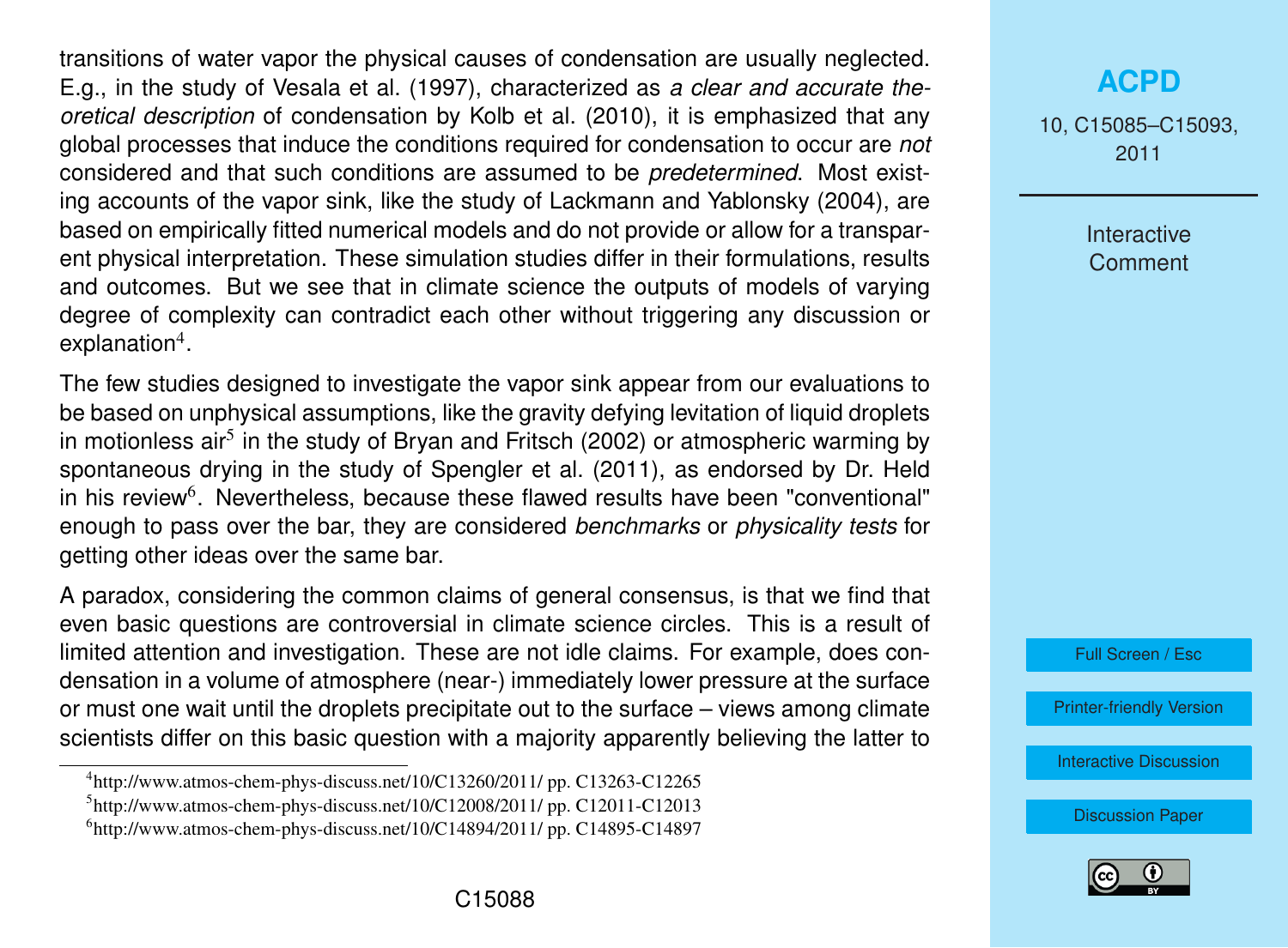transitions of water vapor the physical causes of condensation are usually neglected. E.g., in the study of Vesala et al. (1997), characterized as *a clear and accurate theoretical description* of condensation by Kolb et al. (2010), it is emphasized that any global processes that induce the conditions required for condensation to occur are *not* considered and that such conditions are assumed to be *predetermined*. Most existing accounts of the vapor sink, like the study of Lackmann and Yablonsky (2004), are based on empirically fitted numerical models and do not provide or allow for a transparent physical interpretation. These simulation studies differ in their formulations, results and outcomes. But we see that in climate science the outputs of models of varying degree of complexity can contradict each other without triggering any discussion or explanation[4].

The few studies designed to investigate the vapor sink appear from our evaluations to be based on unphysical assumptions, like the gravity defying levitation of liquid droplets in motionless air[5] in the study of Bryan and Fritsch (2002) or atmospheric warming by spontaneous drying in the study of Spengler et al. (2011), as endorsed by Dr. Held in his review[6]. Nevertheless, because these flawed results have been "conventional" enough to pass over the bar, they are considered *benchmarks* or *physicality tests* for getting other ideas over the same bar.

A paradox, considering the common claims of general consensus, is that we find that even basic questions are controversial in climate science circles. This is a result of limited attention and investigation. These are not idle claims. For example, does condensation in a volume of atmosphere (near-) immediately lower pressure at the surface or must one wait until the droplets precipitate out to the surface – views among climate scientists differ on this basic question with a majority apparently believing the latter to

[4]http://www.atmos-chem-phys-discuss.net/10/C13260/2011/ pp. C13263-C12265

[5]http://www.atmos-chem-phys-discuss.net/10/C12008/2011/ pp. C12011-C12013

[6]http://www.atmos-chem-phys-discuss.net/10/C14894/2011/ pp. C14895-C14897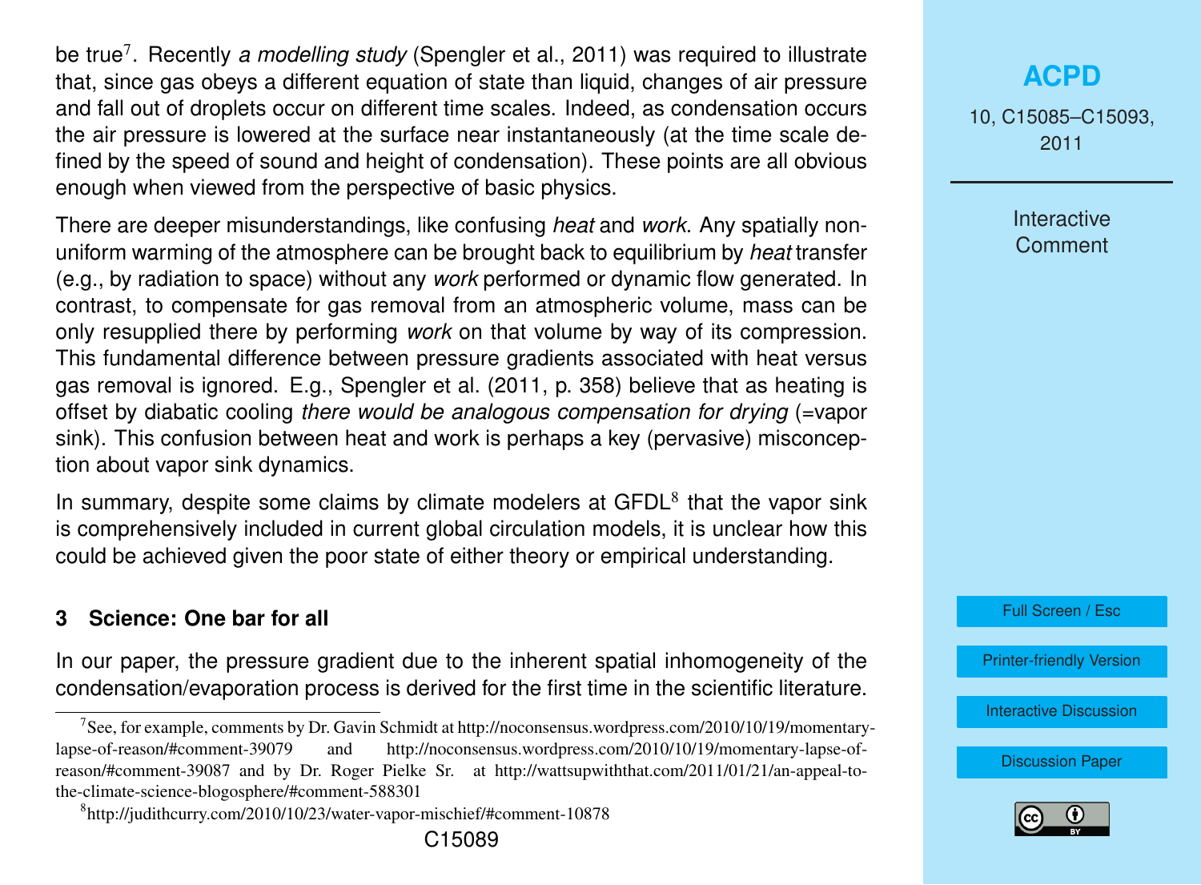be true[7]. Recently *a modelling study* (Spengler et al., 2011) was required to illustrate that, since gas obeys a different equation of state than liquid, changes of air pressure and fall out of droplets occur on different time scales. Indeed, as condensation occurs the air pressure is lowered at the surface near instantaneously (at the time scale defined by the speed of sound and height of condensation). These points are all obvious enough when viewed from the perspective of basic physics.

There are deeper misunderstandings, like confusing *heat* and *work*. Any spatially non-uniform warming of the atmosphere can be brought back to equilibrium by *heat* transfer (e.g., by radiation to space) without any *work* performed or dynamic flow generated. In contrast, to compensate for gas removal from an atmospheric volume, mass can be only resupplied there by performing *work* on that volume by way of its compression. This fundamental difference between pressure gradients associated with heat versus gas removal is ignored. E.g., Spengler et al. (2011, p. 358) believe that as heating is offset by diabatic cooling *there would be analogous compensation for drying* (=vapor sink). This confusion between heat and work is perhaps a key (pervasive) misconception about vapor sink dynamics.

In summary, despite some claims by climate modelers at GFDL[8] that the vapor sink is comprehensively included in current global circulation models, it is unclear how this could be achieved given the poor state of either theory or empirical understanding.

## 3 Science: One bar for all

In our paper, the pressure gradient due to the inherent spatial inhomogeneity of the condensation/evaporation process is derived for the first time in the scientific literature.

---

[7] See, for example, comments by Dr. Gavin Schmidt at http://noconsensus.wordpress.com/2010/10/19/momentary-lapse-of-reason/#comment-39079 and http://noconsensus.wordpress.com/2010/10/19/momentary-lapse-of-reason/#comment-39087 and by Dr. Roger Pielke Sr. at http://wattsupwiththat.com/2011/01/21/an-appeal-to-the-climate-science-blogosphere/#comment-588301

[8] http://judithcurry.com/2010/10/23/water-vapor-mischief/#comment-10878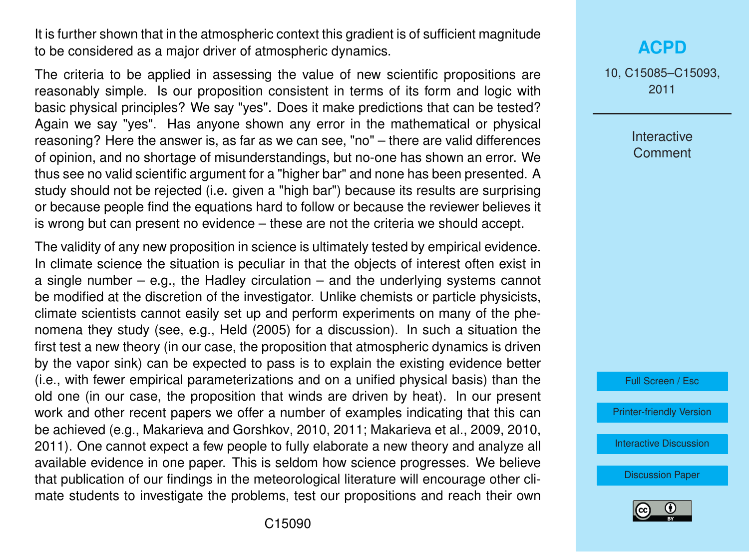It is further shown that in the atmospheric context this gradient is of sufficient magnitude to be considered as a major driver of atmospheric dynamics.

The criteria to be applied in assessing the value of new scientific propositions are reasonably simple. Is our proposition consistent in terms of its form and logic with basic physical principles? We say "yes". Does it make predictions that can be tested? Again we say "yes". Has anyone shown any error in the mathematical or physical reasoning? Here the answer is, as far as we can see, "no" – there are valid differences of opinion, and no shortage of misunderstandings, but no-one has shown an error. We thus see no valid scientific argument for a "higher bar" and none has been presented. A study should not be rejected (i.e. given a "high bar") because its results are surprising or because people find the equations hard to follow or because the reviewer believes it is wrong but can present no evidence – these are not the criteria we should accept.

The validity of any new proposition in science is ultimately tested by empirical evidence. In climate science the situation is peculiar in that the objects of interest often exist in a single number – e.g., the Hadley circulation – and the underlying systems cannot be modified at the discretion of the investigator. Unlike chemists or particle physicists, climate scientists cannot easily set up and perform experiments on many of the phenomena they study (see, e.g., Held (2005) for a discussion). In such a situation the first test a new theory (in our case, the proposition that atmospheric dynamics is driven by the vapor sink) can be expected to pass is to explain the existing evidence better (i.e., with fewer empirical parameterizations and on a unified physical basis) than the old one (in our case, the proposition that winds are driven by heat). In our present work and other recent papers we offer a number of examples indicating that this can be achieved (e.g., Makarieva and Gorshkov, 2010, 2011; Makarieva et al., 2009, 2010, 2011). One cannot expect a few people to fully elaborate a new theory and analyze all available evidence in one paper. This is seldom how science progresses. We believe that publication of our findings in the meteorological literature will encourage other climate students to investigate the problems, test our propositions and reach their own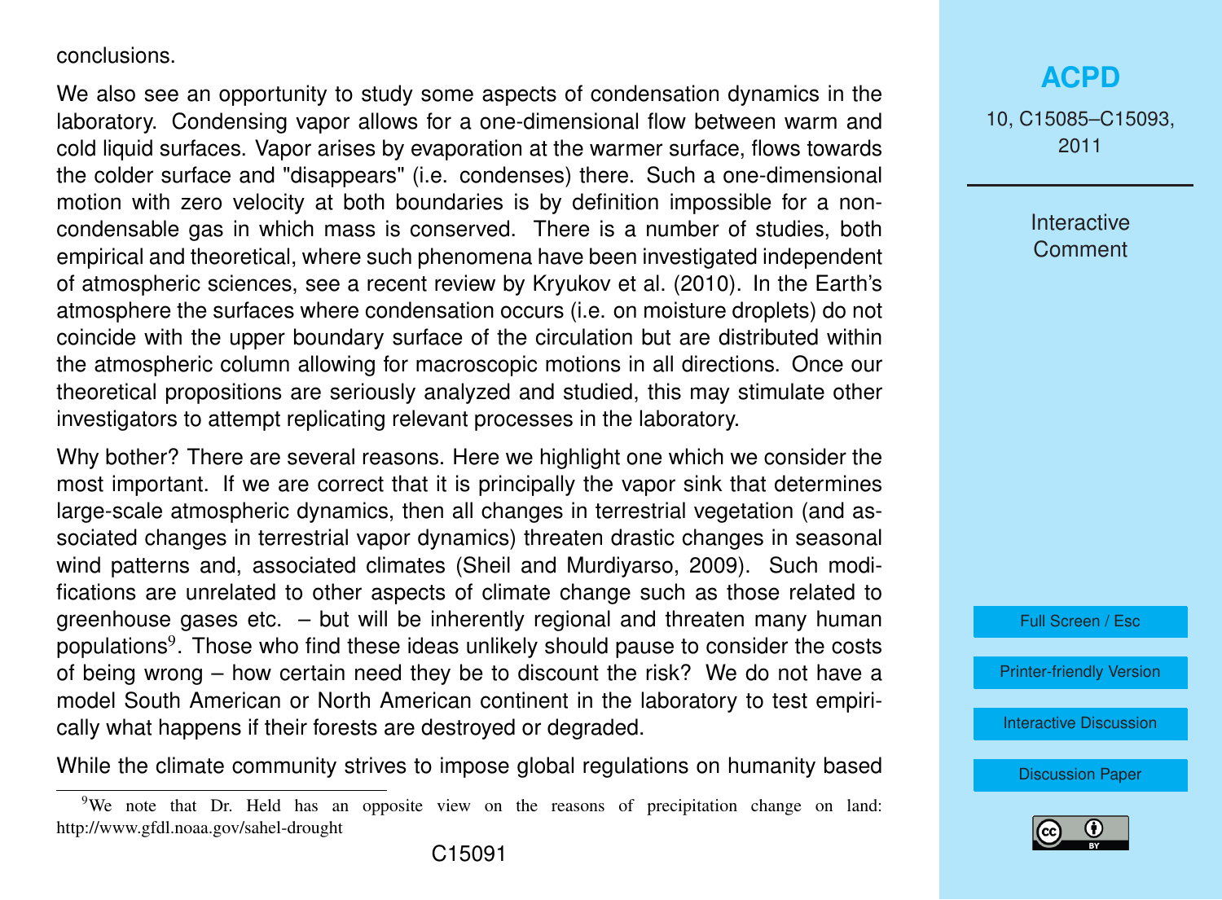conclusions.

We also see an opportunity to study some aspects of condensation dynamics in the laboratory. Condensing vapor allows for a one-dimensional flow between warm and cold liquid surfaces. Vapor arises by evaporation at the warmer surface, flows towards the colder surface and "disappears" (i.e. condenses) there. Such a one-dimensional motion with zero velocity at both boundaries is by definition impossible for a non-condensable gas in which mass is conserved. There is a number of studies, both empirical and theoretical, where such phenomena have been investigated independent of atmospheric sciences, see a recent review by Kryukov et al. (2010). In the Earth's atmosphere the surfaces where condensation occurs (i.e. on moisture droplets) do not coincide with the upper boundary surface of the circulation but are distributed within the atmospheric column allowing for macroscopic motions in all directions. Once our theoretical propositions are seriously analyzed and studied, this may stimulate other investigators to attempt replicating relevant processes in the laboratory.

Why bother? There are several reasons. Here we highlight one which we consider the most important. If we are correct that it is principally the vapor sink that determines large-scale atmospheric dynamics, then all changes in terrestrial vegetation (and associated changes in terrestrial vapor dynamics) threaten drastic changes in seasonal wind patterns and, associated climates (Sheil and Murdiyarso, 2009). Such modifications are unrelated to other aspects of climate change such as those related to greenhouse gases etc. – but will be inherently regional and threaten many human populations[9]. Those who find these ideas unlikely should pause to consider the costs of being wrong – how certain need they be to discount the risk? We do not have a model South American or North American continent in the laboratory to test empirically what happens if their forests are destroyed or degraded.

While the climate community strives to impose global regulations on humanity based

[9] We note that Dr. Held has an opposite view on the reasons of precipitation change on land: http://www.gfdl.noaa.gov/sahel-drought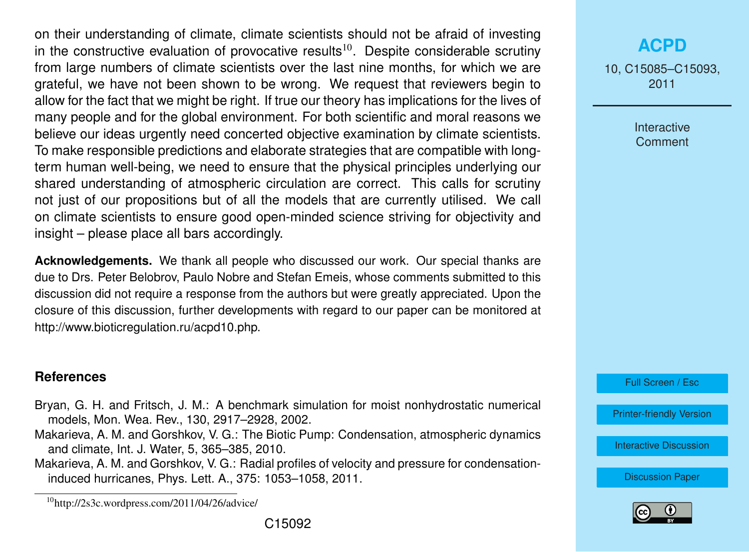on their understanding of climate, climate scientists should not be afraid of investing in the constructive evaluation of provocative results[10]. Despite considerable scrutiny from large numbers of climate scientists over the last nine months, for which we are grateful, we have not been shown to be wrong. We request that reviewers begin to allow for the fact that we might be right. If true our theory has implications for the lives of many people and for the global environment. For both scientific and moral reasons we believe our ideas urgently need concerted objective examination by climate scientists. To make responsible predictions and elaborate strategies that are compatible with long-term human well-being, we need to ensure that the physical principles underlying our shared understanding of atmospheric circulation are correct. This calls for scrutiny not just of our propositions but of all the models that are currently utilised. We call on climate scientists to ensure good open-minded science striving for objectivity and insight – please place all bars accordingly.

**Acknowledgements.** We thank all people who discussed our work. Our special thanks are due to Drs. Peter Belobrov, Paulo Nobre and Stefan Emeis, whose comments submitted to this discussion did not require a response from the authors but were greatly appreciated. Upon the closure of this discussion, further developments with regard to our paper can be monitored at http://www.bioticregulation.ru/acpd10.php.

## References

Bryan, G. H. and Fritsch, J. M.: A benchmark simulation for moist nonhydrostatic numerical models, Mon. Wea. Rev., 130, 2917–2928, 2002.

Makarieva, A. M. and Gorshkov, V. G.: The Biotic Pump: Condensation, atmospheric dynamics and climate, Int. J. Water, 5, 365–385, 2010.

Makarieva, A. M. and Gorshkov, V. G.: Radial profiles of velocity and pressure for condensation-induced hurricanes, Phys. Lett. A., 375: 1053–1058, 2011.

[10] http://2s3c.wordpress.com/2011/04/26/advice/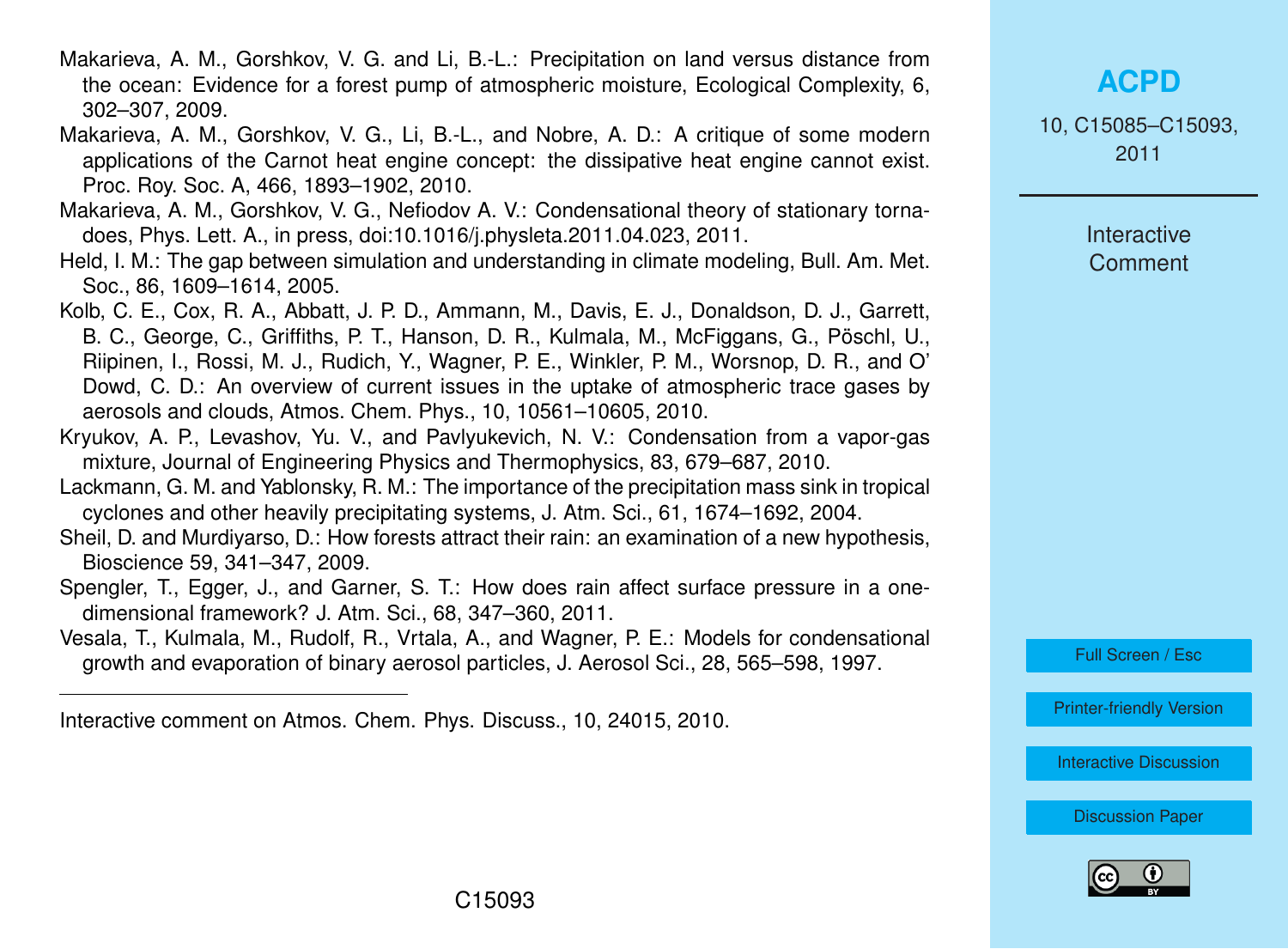Makarieva, A. M., Gorshkov, V. G. and Li, B.-L.: Precipitation on land versus distance from the ocean: Evidence for a forest pump of atmospheric moisture, Ecological Complexity, 6, 302–307, 2009.

Makarieva, A. M., Gorshkov, V. G., Li, B.-L., and Nobre, A. D.: A critique of some modern applications of the Carnot heat engine concept: the dissipative heat engine cannot exist. Proc. Roy. Soc. A, 466, 1893–1902, 2010.

Makarieva, A. M., Gorshkov, V. G., Nefiodov A. V.: Condensational theory of stationary tornadoes, Phys. Lett. A., in press, doi:10.1016/j.physleta.2011.04.023, 2011.

Held, I. M.: The gap between simulation and understanding in climate modeling, Bull. Am. Met. Soc., 86, 1609–1614, 2005.

Kolb, C. E., Cox, R. A., Abbatt, J. P. D., Ammann, M., Davis, E. J., Donaldson, D. J., Garrett, B. C., George, C., Griffiths, P. T., Hanson, D. R., Kulmala, M., McFiggans, G., Pöschl, U., Riipinen, I., Rossi, M. J., Rudich, Y., Wagner, P. E., Winkler, P. M., Worsnop, D. R., and O' Dowd, C. D.: An overview of current issues in the uptake of atmospheric trace gases by aerosols and clouds, Atmos. Chem. Phys., 10, 10561–10605, 2010.

Kryukov, A. P., Levashov, Yu. V., and Pavlyukevich, N. V.: Condensation from a vapor-gas mixture, Journal of Engineering Physics and Thermophysics, 83, 679–687, 2010.

Lackmann, G. M. and Yablonsky, R. M.: The importance of the precipitation mass sink in tropical cyclones and other heavily precipitating systems, J. Atm. Sci., 61, 1674–1692, 2004.

Sheil, D. and Murdiyarso, D.: How forests attract their rain: an examination of a new hypothesis, Bioscience 59, 341–347, 2009.

Spengler, T., Egger, J., and Garner, S. T.: How does rain affect surface pressure in a one-dimensional framework? J. Atm. Sci., 68, 347–360, 2011.

Vesala, T., Kulmala, M., Rudolf, R., Vrtala, A., and Wagner, P. E.: Models for condensational growth and evaporation of binary aerosol particles, J. Aerosol Sci., 28, 565–598, 1997.

---

Interactive comment on Atmos. Chem. Phys. Discuss., 10, 24015, 2010.